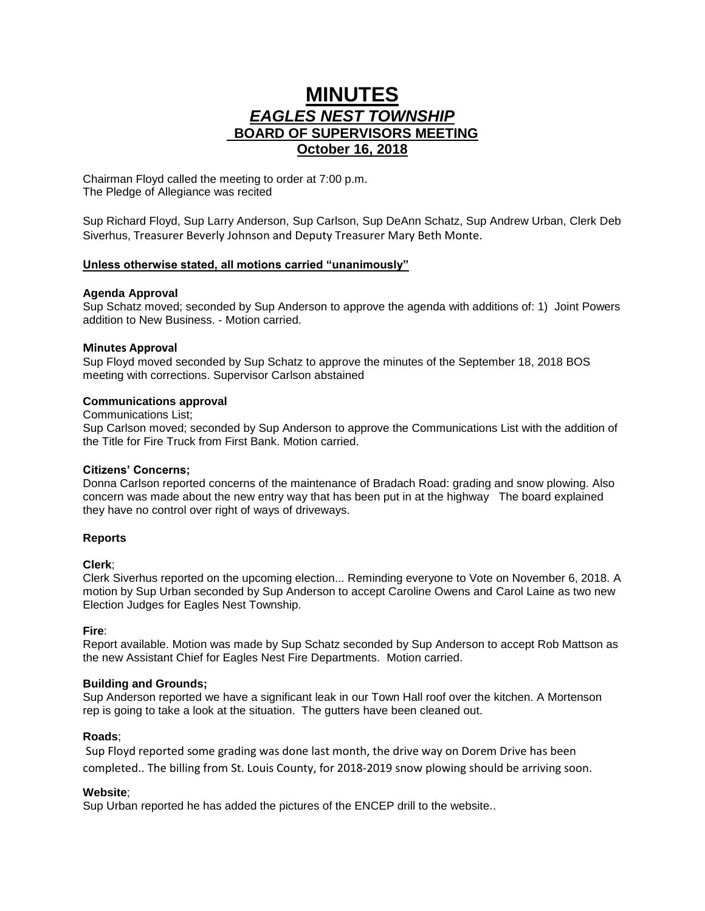# MINUTES

## *EAGLES NEST TOWNSHIP*

### BOARD OF SUPERVISORS MEETING

### October 16, 2018

Chairman Floyd called the meeting to order at 7:00 p.m.
The Pledge of Allegiance was recited

Sup Richard Floyd, Sup Larry Anderson, Sup Carlson, Sup DeAnn Schatz, Sup Andrew Urban, Clerk Deb Siverhus, Treasurer Beverly Johnson and Deputy Treasurer Mary Beth Monte.

**Unless otherwise stated, all motions carried "unanimously"**

**Agenda Approval**
Sup Schatz moved; seconded by Sup Anderson to approve the agenda with additions of: 1) Joint Powers addition to New Business. - Motion carried.

**Minutes Approval**
Sup Floyd moved seconded by Sup Schatz to approve the minutes of the September 18, 2018 BOS meeting with corrections. Supervisor Carlson abstained

**Communications approval**
Communications List;
Sup Carlson moved; seconded by Sup Anderson to approve the Communications List with the addition of the Title for Fire Truck from First Bank. Motion carried.

**Citizens' Concerns;**
Donna Carlson reported concerns of the maintenance of Bradach Road: grading and snow plowing. Also concern was made about the new entry way that has been put in at the highway The board explained they have no control over right of ways of driveways.

**Reports**

**Clerk**;
Clerk Siverhus reported on the upcoming election... Reminding everyone to Vote on November 6, 2018. A motion by Sup Urban seconded by Sup Anderson to accept Caroline Owens and Carol Laine as two new Election Judges for Eagles Nest Township.

**Fire**:
Report available. Motion was made by Sup Schatz seconded by Sup Anderson to accept Rob Mattson as the new Assistant Chief for Eagles Nest Fire Departments. Motion carried.

**Building and Grounds;**
Sup Anderson reported we have a significant leak in our Town Hall roof over the kitchen. A Mortenson rep is going to take a look at the situation. The gutters have been cleaned out.

**Roads**;
Sup Floyd reported some grading was done last month, the drive way on Dorem Drive has been completed.. The billing from St. Louis County, for 2018-2019 snow plowing should be arriving soon.

**Website**;
Sup Urban reported he has added the pictures of the ENCEP drill to the website..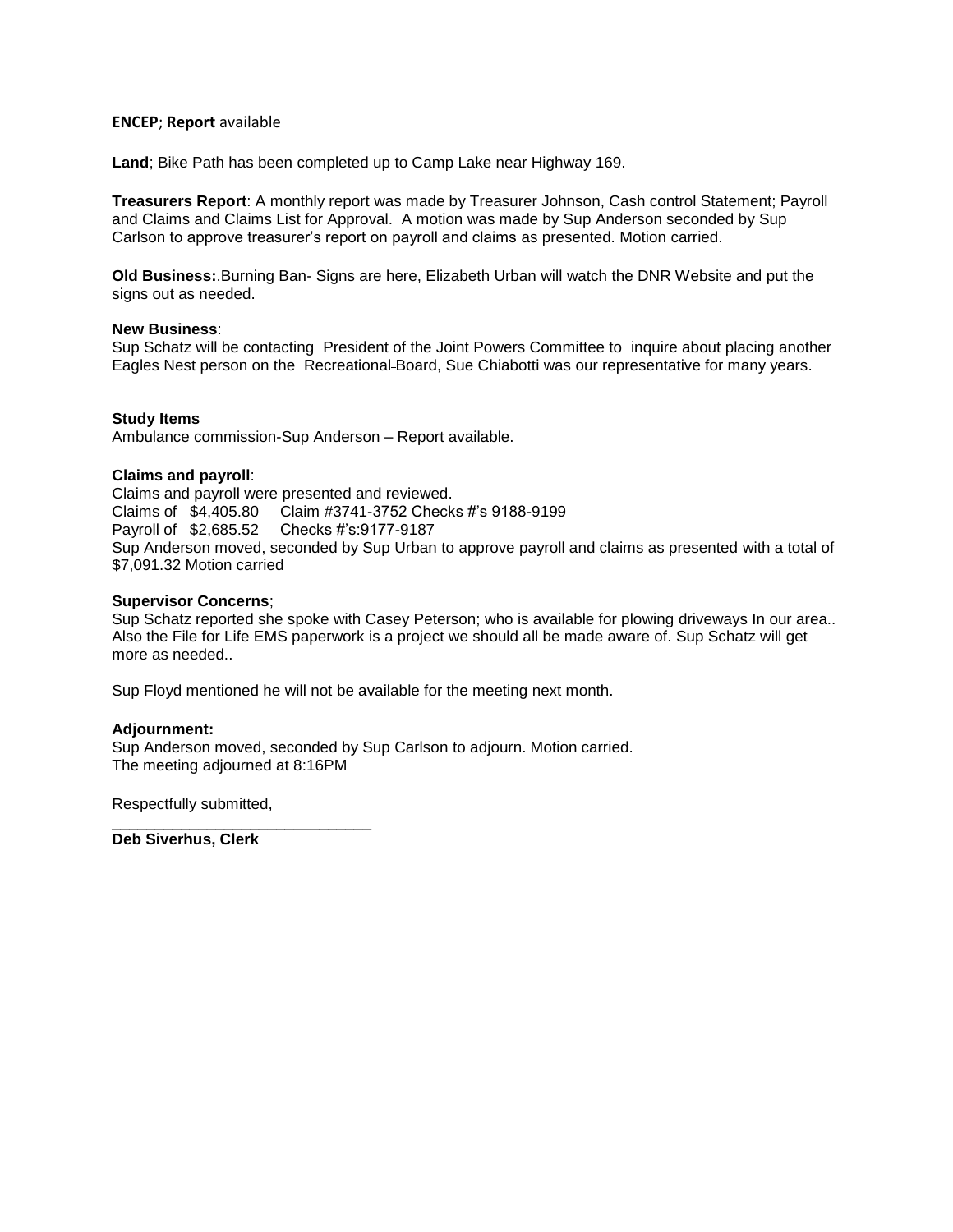**ENCEP**; **Report** available

**Land**; Bike Path has been completed up to Camp Lake near Highway 169.

**Treasurers Report**: A monthly report was made by Treasurer Johnson, Cash control Statement; Payroll and Claims and Claims List for Approval. A motion was made by Sup Anderson seconded by Sup Carlson to approve treasurer's report on payroll and claims as presented. Motion carried.

**Old Business:**.Burning Ban- Signs are here, Elizabeth Urban will watch the DNR Website and put the signs out as needed.

**New Business**:
Sup Schatz will be contacting President of the Joint Powers Committee to inquire about placing another Eagles Nest person on the Recreational-Board, Sue Chiabotti was our representative for many years.

**Study Items**
Ambulance commission-Sup Anderson – Report available.

**Claims and payroll**:
Claims and payroll were presented and reviewed.
Claims of $4,405.80 Claim #3741-3752 Checks #'s 9188-9199
Payroll of $2,685.52 Checks #'s:9177-9187
Sup Anderson moved, seconded by Sup Urban to approve payroll and claims as presented with a total of $7,091.32 Motion carried

**Supervisor Concerns**;
Sup Schatz reported she spoke with Casey Peterson; who is available for plowing driveways In our area.. Also the File for Life EMS paperwork is a project we should all be made aware of. Sup Schatz will get more as needed..

Sup Floyd mentioned he will not be available for the meeting next month.

**Adjournment:**
Sup Anderson moved, seconded by Sup Carlson to adjourn. Motion carried.
The meeting adjourned at 8:16PM

Respectfully submitted,

______________________________
**Deb Siverhus, Clerk**